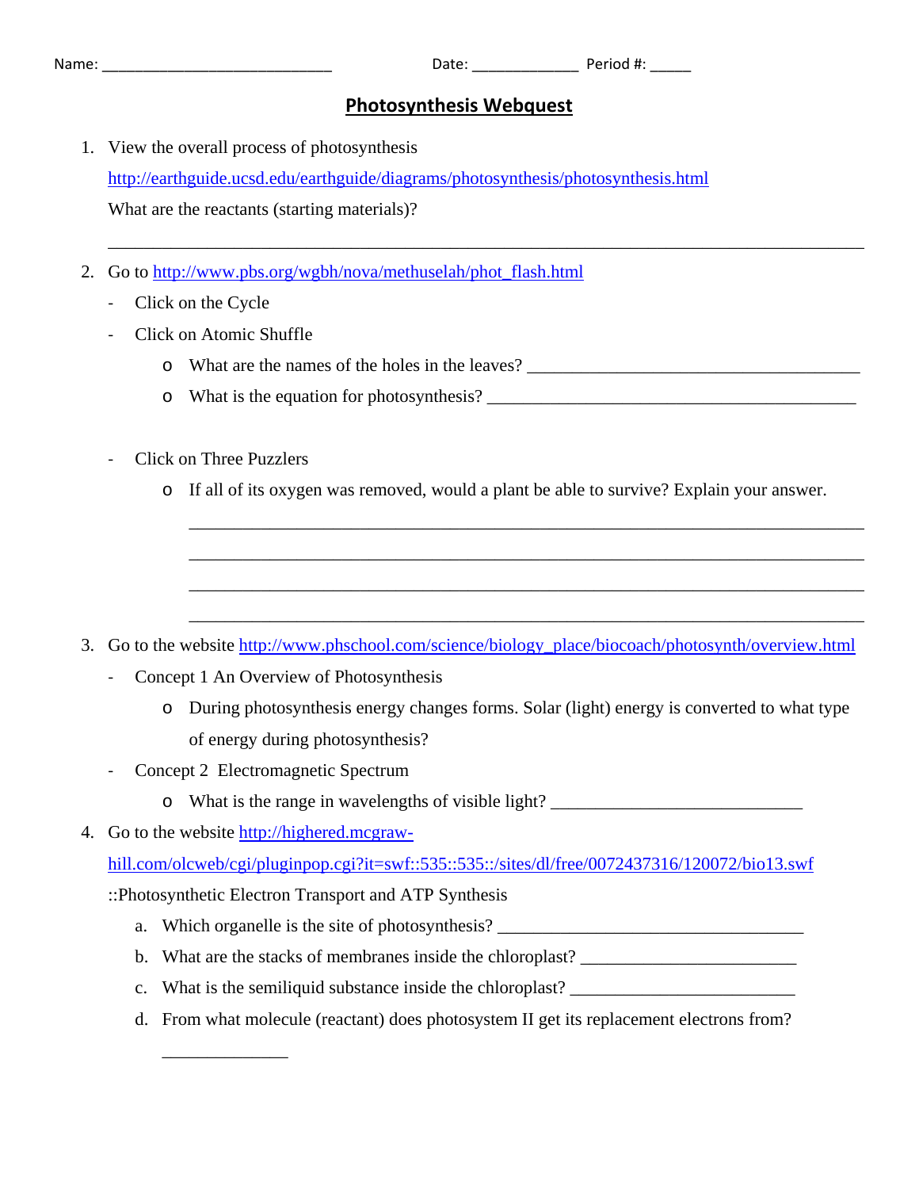Name: ____________________________ Date: _____________ Period #: _____

# Photosynthesis Webquest

1. View the overall process of photosynthesis
   http://earthguide.ucsd.edu/earthguide/diagrams/photosynthesis/photosynthesis.html
   What are the reactants (starting materials)?

   ________________________________________________________________________________

2. Go to http://www.pbs.org/wgbh/nova/methuselah/phot_flash.html
   - Click on the Cycle
   - Click on Atomic Shuffle
     - What are the names of the holes in the leaves? _______________________________________
     - What is the equation for photosynthesis? __________________________________________
   - Click on Three Puzzlers
     - If all of its oxygen was removed, would a plant be able to survive? Explain your answer.

       ________________________________________________________________________

       ________________________________________________________________________

       ________________________________________________________________________

       ________________________________________________________________________

3. Go to the website http://www.phschool.com/science/biology_place/biocoach/photosynth/overview.html
   - Concept 1 An Overview of Photosynthesis
     - During photosynthesis energy changes forms. Solar (light) energy is converted to what type of energy during photosynthesis?
   - Concept 2 Electromagnetic Spectrum
     - What is the range in wavelengths of visible light? ____________________________

4. Go to the website http://highered.mcgraw-hill.com/olcweb/cgi/pluginpop.cgi?it=swf::535::535::/sites/dl/free/0072437316/120072/bio13.swf
   ::Photosynthetic Electron Transport and ATP Synthesis
   a. Which organelle is the site of photosynthesis? ___________________________________
   b. What are the stacks of membranes inside the chloroplast? _______________________
   c. What is the semiliquid substance inside the chloroplast? ________________________
   d. From what molecule (reactant) does photosystem II get its replacement electrons from?

      ______________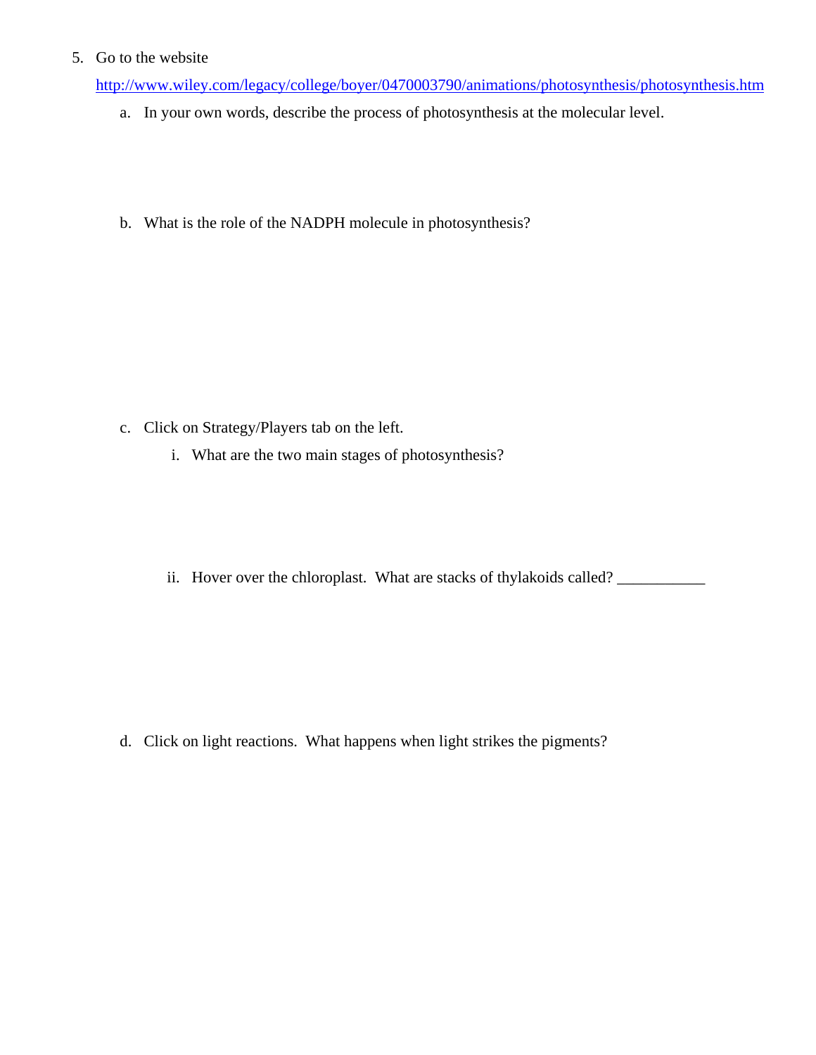5. Go to the website http://www.wiley.com/legacy/college/boyer/0470003790/animations/photosynthesis/photosynthesis.htm
    a. In your own words, describe the process of photosynthesis at the molecular level.

    b. What is the role of the NADPH molecule in photosynthesis?

    c. Click on Strategy/Players tab on the left.
        i. What are the two main stages of photosynthesis?

        ii. Hover over the chloroplast. What are stacks of thylakoids called? ___________

    d. Click on light reactions. What happens when light strikes the pigments?